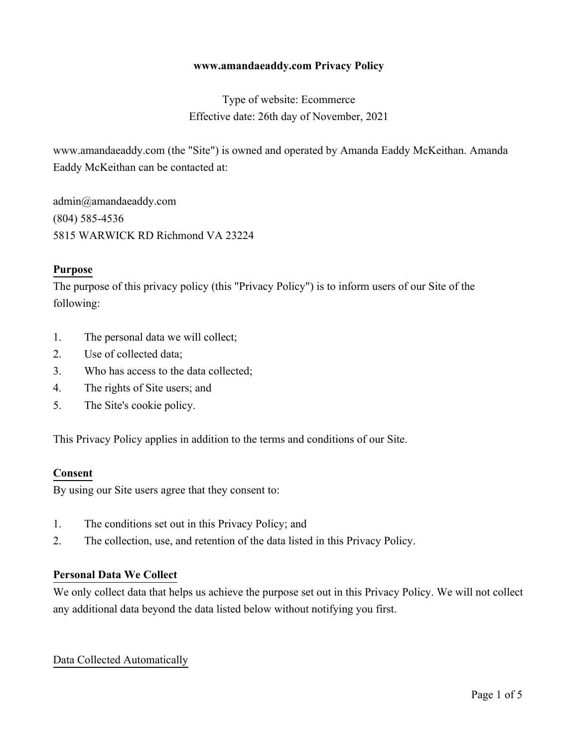# www.amandaeaddy.com Privacy Policy

Type of website: Ecommerce
Effective date: 26th day of November, 2021

www.amandaeaddy.com (the "Site") is owned and operated by Amanda Eaddy McKeithan. Amanda Eaddy McKeithan can be contacted at:

admin@amandaeaddy.com
(804) 585-4536
5815 WARWICK RD Richmond VA 23224

## Purpose

The purpose of this privacy policy (this "Privacy Policy") is to inform users of our Site of the following:

1. The personal data we will collect;
2. Use of collected data;
3. Who has access to the data collected;
4. The rights of Site users; and
5. The Site's cookie policy.

This Privacy Policy applies in addition to the terms and conditions of our Site.

## Consent

By using our Site users agree that they consent to:

1. The conditions set out in this Privacy Policy; and
2. The collection, use, and retention of the data listed in this Privacy Policy.

## Personal Data We Collect

We only collect data that helps us achieve the purpose set out in this Privacy Policy. We will not collect any additional data beyond the data listed below without notifying you first.

### Data Collected Automatically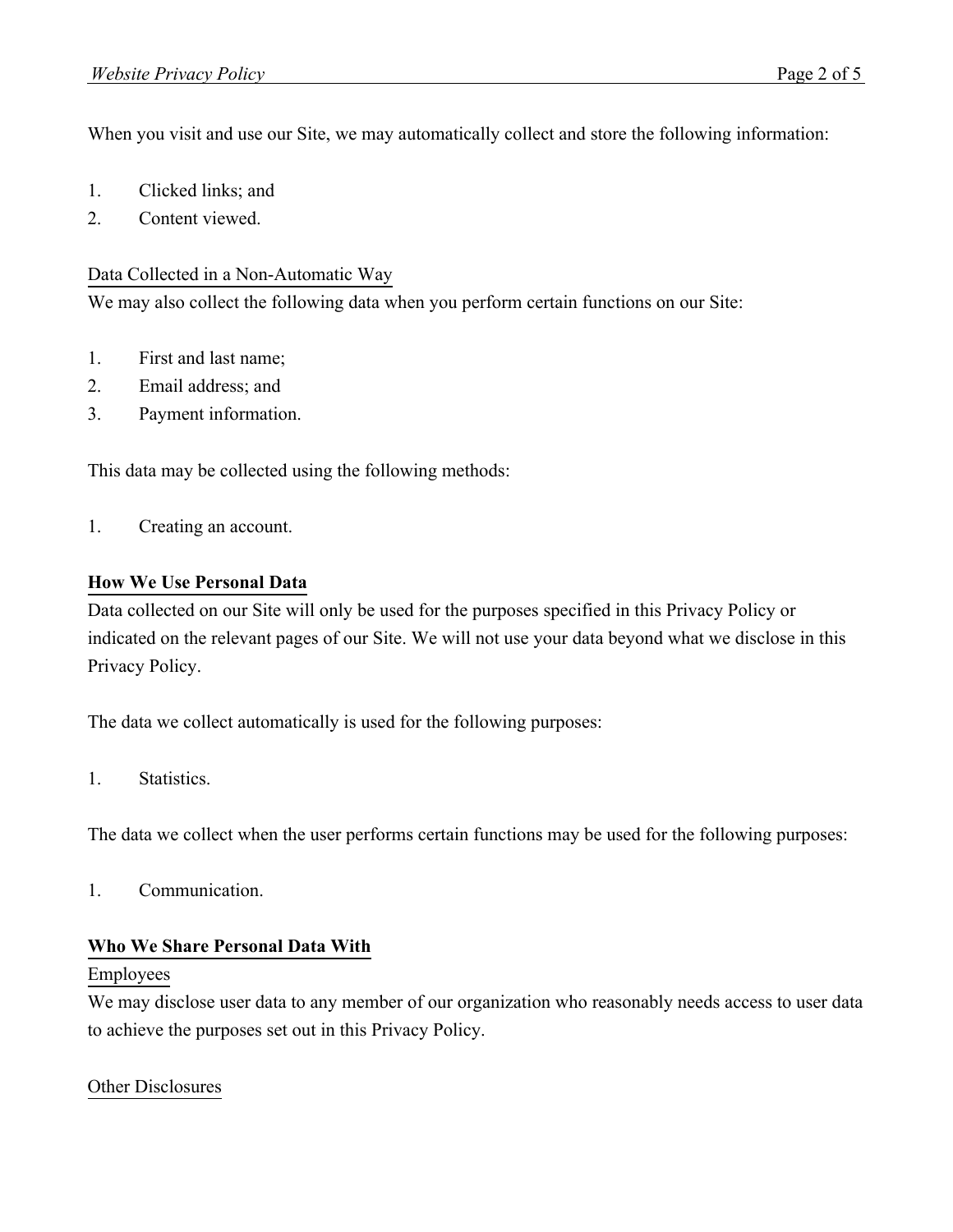When you visit and use our Site, we may automatically collect and store the following information:

1. Clicked links; and
2. Content viewed.

### Data Collected in a Non-Automatic Way

We may also collect the following data when you perform certain functions on our Site:

1. First and last name;
2. Email address; and
3. Payment information.

This data may be collected using the following methods:

1. Creating an account.

## How We Use Personal Data

Data collected on our Site will only be used for the purposes specified in this Privacy Policy or indicated on the relevant pages of our Site. We will not use your data beyond what we disclose in this Privacy Policy.

The data we collect automatically is used for the following purposes:

1. Statistics.

The data we collect when the user performs certain functions may be used for the following purposes:

1. Communication.

## Who We Share Personal Data With

### Employees

We may disclose user data to any member of our organization who reasonably needs access to user data to achieve the purposes set out in this Privacy Policy.

### Other Disclosures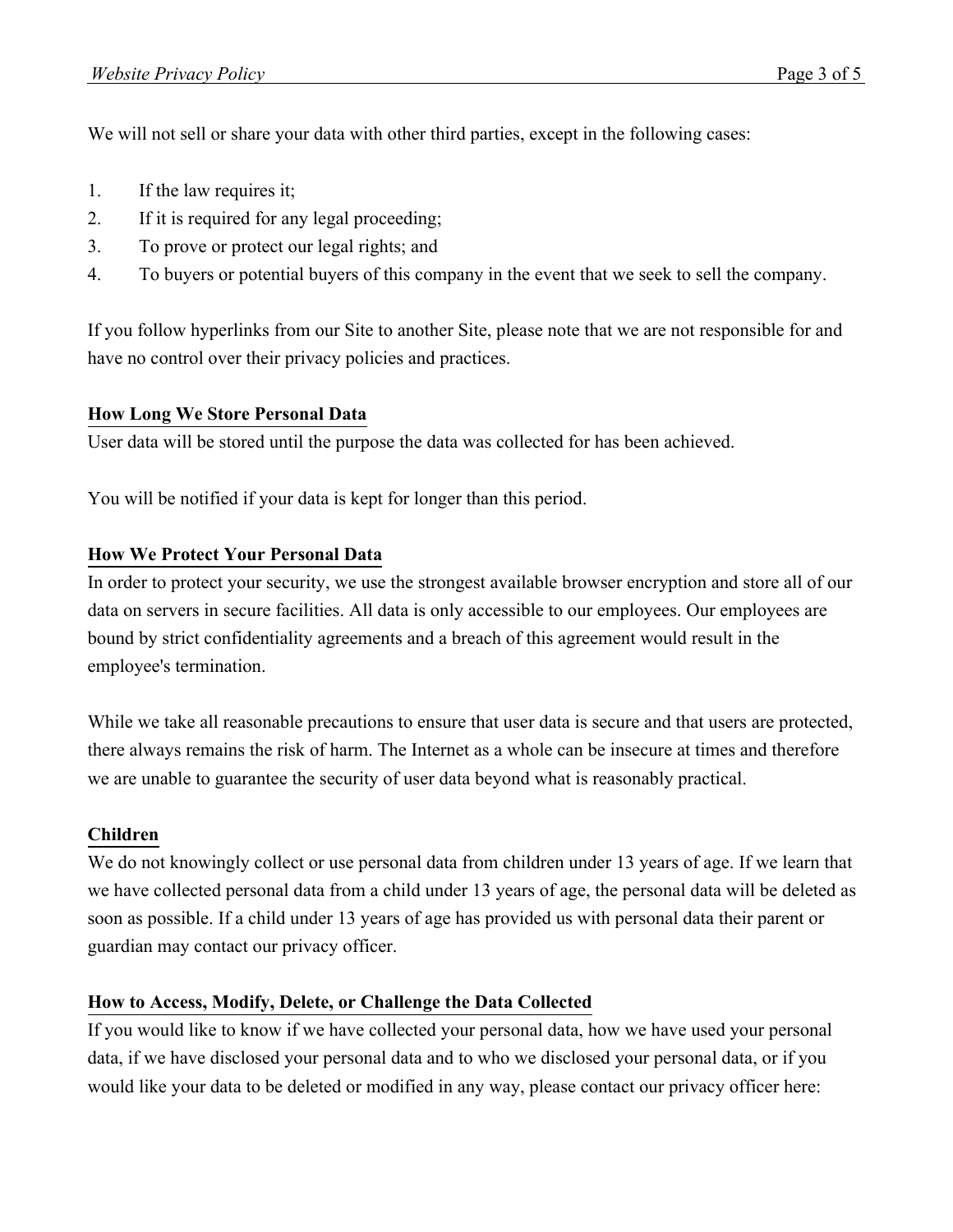We will not sell or share your data with other third parties, except in the following cases:

1. If the law requires it;
2. If it is required for any legal proceeding;
3. To prove or protect our legal rights; and
4. To buyers or potential buyers of this company in the event that we seek to sell the company.

If you follow hyperlinks from our Site to another Site, please note that we are not responsible for and have no control over their privacy policies and practices.

## How Long We Store Personal Data

User data will be stored until the purpose the data was collected for has been achieved.

You will be notified if your data is kept for longer than this period.

## How We Protect Your Personal Data

In order to protect your security, we use the strongest available browser encryption and store all of our data on servers in secure facilities. All data is only accessible to our employees. Our employees are bound by strict confidentiality agreements and a breach of this agreement would result in the employee's termination.

While we take all reasonable precautions to ensure that user data is secure and that users are protected, there always remains the risk of harm. The Internet as a whole can be insecure at times and therefore we are unable to guarantee the security of user data beyond what is reasonably practical.

## Children

We do not knowingly collect or use personal data from children under 13 years of age. If we learn that we have collected personal data from a child under 13 years of age, the personal data will be deleted as soon as possible. If a child under 13 years of age has provided us with personal data their parent or guardian may contact our privacy officer.

## How to Access, Modify, Delete, or Challenge the Data Collected

If you would like to know if we have collected your personal data, how we have used your personal data, if we have disclosed your personal data and to who we disclosed your personal data, or if you would like your data to be deleted or modified in any way, please contact our privacy officer here: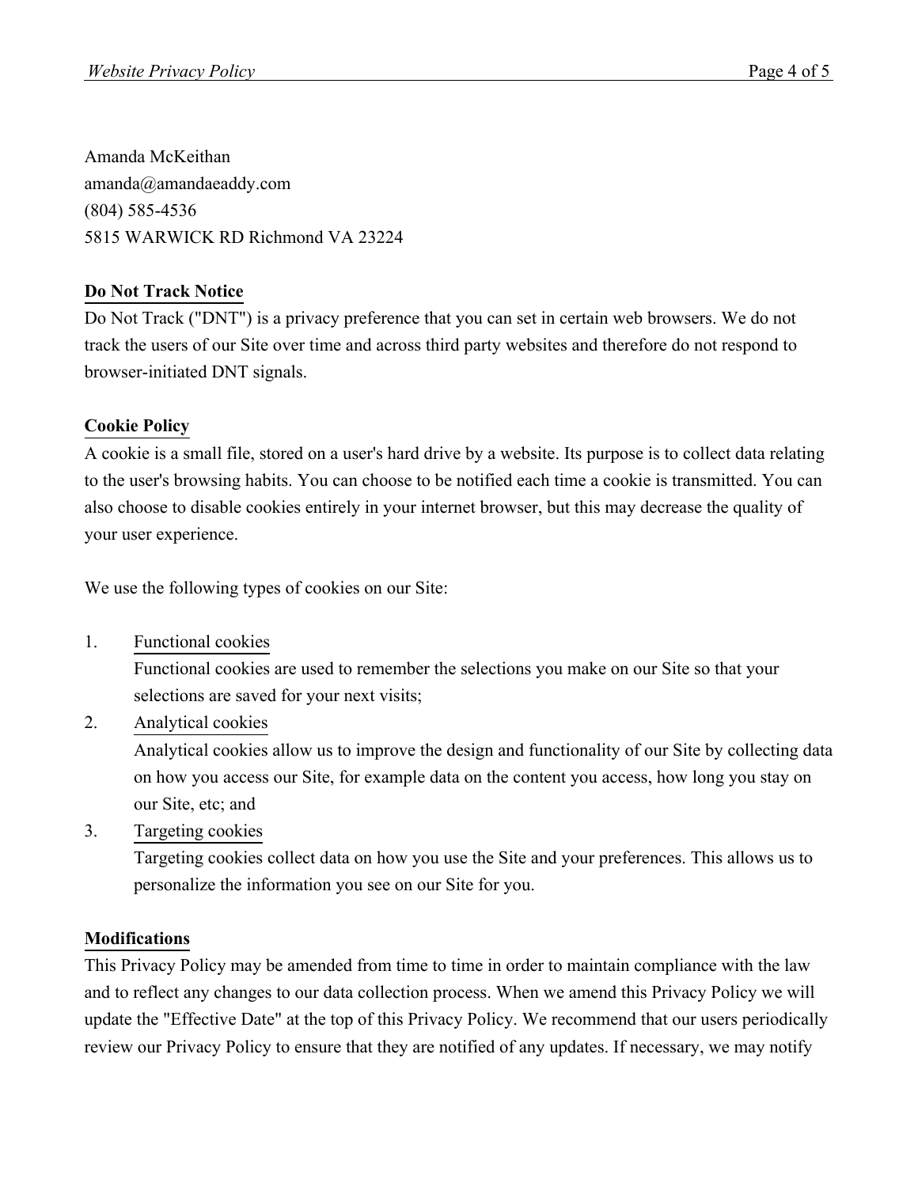Amanda McKeithan
amanda@amandaeaddy.com
(804) 585-4536
5815 WARWICK RD Richmond VA 23224

**Do Not Track Notice**

Do Not Track ("DNT") is a privacy preference that you can set in certain web browsers. We do not track the users of our Site over time and across third party websites and therefore do not respond to browser-initiated DNT signals.

**Cookie Policy**

A cookie is a small file, stored on a user's hard drive by a website. Its purpose is to collect data relating to the user's browsing habits. You can choose to be notified each time a cookie is transmitted. You can also choose to disable cookies entirely in your internet browser, but this may decrease the quality of your user experience.

We use the following types of cookies on our Site:

1. Functional cookies
   Functional cookies are used to remember the selections you make on our Site so that your selections are saved for your next visits;
2. Analytical cookies
   Analytical cookies allow us to improve the design and functionality of our Site by collecting data on how you access our Site, for example data on the content you access, how long you stay on our Site, etc; and
3. Targeting cookies
   Targeting cookies collect data on how you use the Site and your preferences. This allows us to personalize the information you see on our Site for you.

**Modifications**

This Privacy Policy may be amended from time to time in order to maintain compliance with the law and to reflect any changes to our data collection process. When we amend this Privacy Policy we will update the "Effective Date" at the top of this Privacy Policy. We recommend that our users periodically review our Privacy Policy to ensure that they are notified of any updates. If necessary, we may notify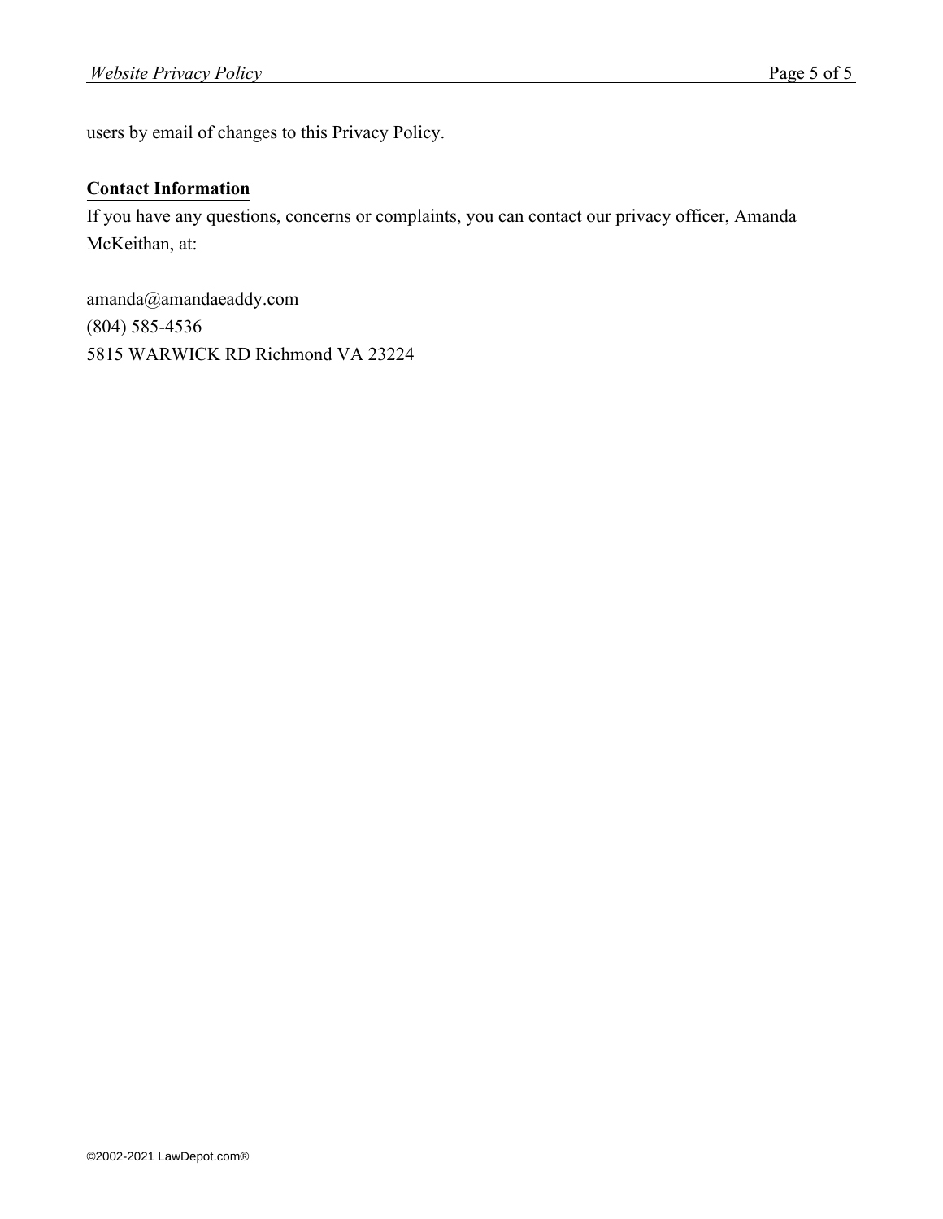users by email of changes to this Privacy Policy.

**Contact Information**

If you have any questions, concerns or complaints, you can contact our privacy officer, Amanda McKeithan, at:

amanda@amandaeaddy.com
(804) 585-4536
5815 WARWICK RD Richmond VA 23224